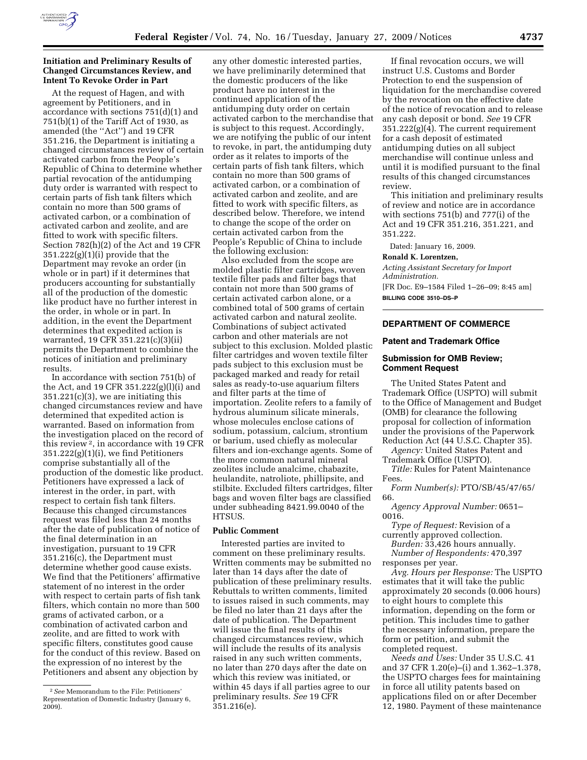### Initiation and Preliminary Results of Changed Circumstances Review, and Intent To Revoke Order in Part

At the request of Hagen, and with agreement by Petitioners, and in accordance with sections 751(d)(1) and 751(b)(1) of the Tariff Act of 1930, as amended (the ''Act'') and 19 CFR 351.216, the Department is initiating a changed circumstances review of certain activated carbon from the People's Republic of China to determine whether partial revocation of the antidumping duty order is warranted with respect to certain parts of fish tank filters which contain no more than 500 grams of activated carbon, or a combination of activated carbon and zeolite, and are fitted to work with specific filters. Section 782(h)(2) of the Act and 19 CFR 351.222(g)(1)(i) provide that the Department may revoke an order (in whole or in part) if it determines that producers accounting for substantially all of the production of the domestic like product have no further interest in the order, in whole or in part. In addition, in the event the Department determines that expedited action is warranted, 19 CFR 351.221(c)(3)(ii) permits the Department to combine the notices of initiation and preliminary results.

In accordance with section 751(b) of the Act, and 19 CFR 351.222(g)(l)(i) and 351.221(c)(3), we are initiating this changed circumstances review and have determined that expedited action is warranted. Based on information from the investigation placed on the record of this review [2], in accordance with 19 CFR 351.222(g)(1)(i), we find Petitioners comprise substantially all of the production of the domestic like product. Petitioners have expressed a lack of interest in the order, in part, with respect to certain fish tank filters. Because this changed circumstances request was filed less than 24 months after the date of publication of notice of the final determination in an investigation, pursuant to 19 CFR 351.216(c), the Department must determine whether good cause exists. We find that the Petitioners' affirmative statement of no interest in the order with respect to certain parts of fish tank filters, which contain no more than 500 grams of activated carbon, or a combination of activated carbon and zeolite, and are fitted to work with specific filters, constitutes good cause for the conduct of this review. Based on the expression of no interest by the Petitioners and absent any objection by any other domestic interested parties, we have preliminarily determined that the domestic producers of the like product have no interest in the continued application of the antidumping duty order on certain activated carbon to the merchandise that is subject to this request. Accordingly, we are notifying the public of our intent to revoke, in part, the antidumping duty order as it relates to imports of the certain parts of fish tank filters, which contain no more than 500 grams of activated carbon, or a combination of activated carbon and zeolite, and are fitted to work with specific filters, as described below. Therefore, we intend to change the scope of the order on certain activated carbon from the People's Republic of China to include the following exclusion:

Also excluded from the scope are molded plastic filter cartridges, woven textile filter pads and filter bags that contain not more than 500 grams of certain activated carbon alone, or a combined total of 500 grams of certain activated carbon and natural zeolite. Combinations of subject activated carbon and other materials are not subject to this exclusion. Molded plastic filter cartridges and woven textile filter pads subject to this exclusion must be packaged marked and ready for retail sales as ready-to-use aquarium filters and filter parts at the time of importation. Zeolite refers to a family of hydrous aluminum silicate minerals, whose molecules enclose cations of sodium, potassium, calcium, strontium or barium, used chiefly as molecular filters and ion-exchange agents. Some of the more common natural mineral zeolites include analcime, chabazite, heulandite, natroliote, phillipsite, and stilbite. Excluded filters cartridges, filter bags and woven filter bags are classified under subheading 8421.99.0040 of the HTSUS.

### Public Comment

Interested parties are invited to comment on these preliminary results. Written comments may be submitted no later than 14 days after the date of publication of these preliminary results. Rebuttals to written comments, limited to issues raised in such comments, may be filed no later than 21 days after the date of publication. The Department will issue the final results of this changed circumstances review, which will include the results of its analysis raised in any such written comments, no later than 270 days after the date on which this review was initiated, or within 45 days if all parties agree to our preliminary results. *See* 19 CFR 351.216(e).

If final revocation occurs, we will instruct U.S. Customs and Border Protection to end the suspension of liquidation for the merchandise covered by the revocation on the effective date of the notice of revocation and to release any cash deposit or bond. *See* 19 CFR 351.222(g)(4). The current requirement for a cash deposit of estimated antidumping duties on all subject merchandise will continue unless and until it is modified pursuant to the final results of this changed circumstances review.

This initiation and preliminary results of review and notice are in accordance with sections 751(b) and 777(i) of the Act and 19 CFR 351.216, 351.221, and 351.222.

Dated: January 16, 2009.

**Ronald K. Lorentzen,**

*Acting Assistant Secretary for Import Administration.*

[FR Doc. E9–1584 Filed 1–26–09; 8:45 am]

**BILLING CODE 3510–DS–P**

[2] *See* Memorandum to the File: Petitioners' Representation of Domestic Industry (January 6, 2009).

---

## DEPARTMENT OF COMMERCE

### Patent and Trademark Office

### Submission for OMB Review; Comment Request

The United States Patent and Trademark Office (USPTO) will submit to the Office of Management and Budget (OMB) for clearance the following proposal for collection of information under the provisions of the Paperwork Reduction Act (44 U.S.C. Chapter 35).

*Agency:* United States Patent and Trademark Office (USPTO).

*Title:* Rules for Patent Maintenance Fees.

*Form Number(s):* PTO/SB/45/47/65/66.

*Agency Approval Number:* 0651–0016.

*Type of Request:* Revision of a currently approved collection.

*Burden:* 33,426 hours annually.

*Number of Respondents:* 470,397 responses per year.

*Avg. Hours per Response:* The USPTO estimates that it will take the public approximately 20 seconds (0.006 hours) to eight hours to complete this information, depending on the form or petition. This includes time to gather the necessary information, prepare the form or petition, and submit the completed request.

*Needs and Uses:* Under 35 U.S.C. 41 and 37 CFR 1.20(e)–(i) and 1.362–1.378, the USPTO charges fees for maintaining in force all utility patents based on applications filed on or after December 12, 1980. Payment of these maintenance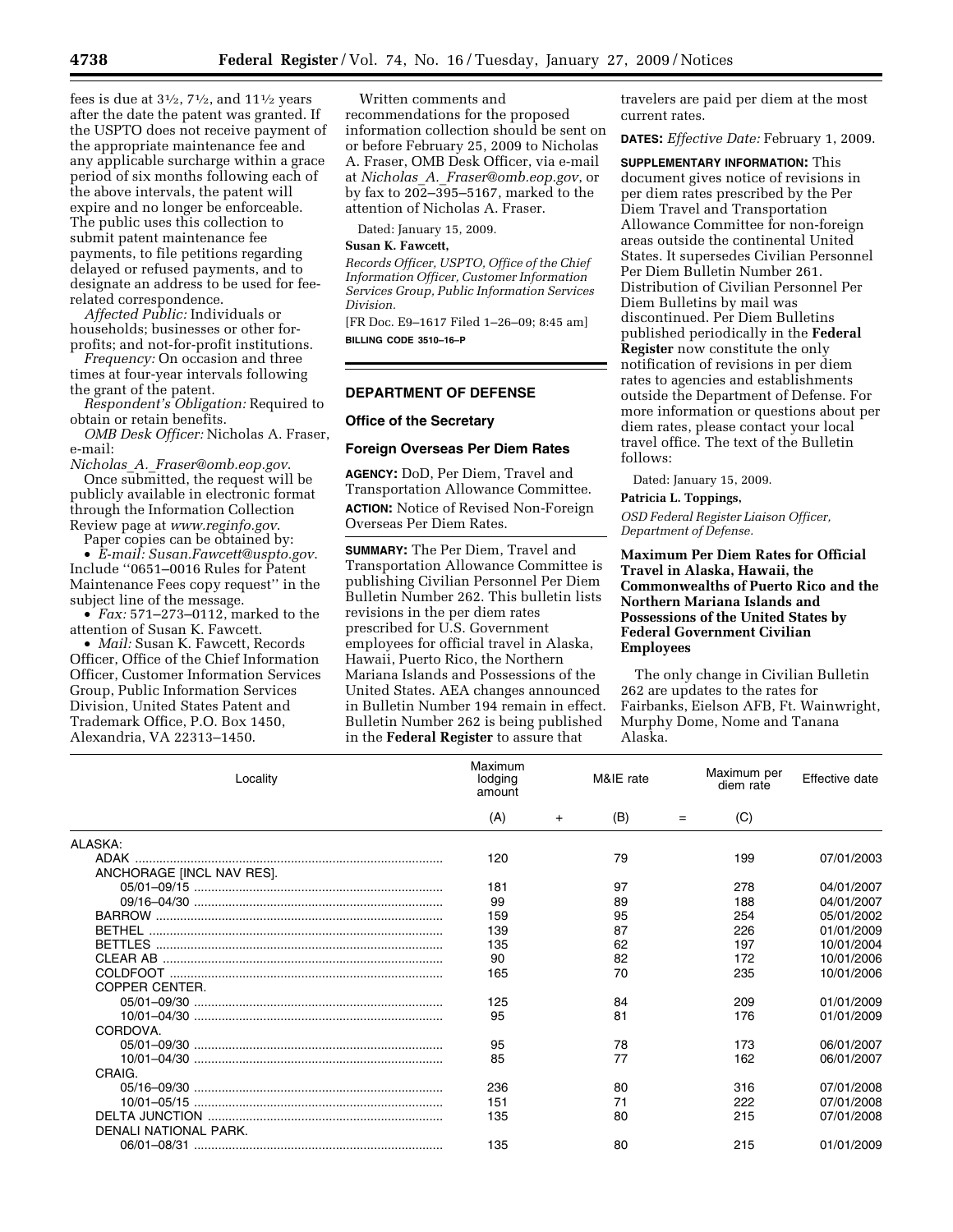fees is due at 3½, 7½, and 11½ years after the date the patent was granted. If the USPTO does not receive payment of the appropriate maintenance fee and any applicable surcharge within a grace period of six months following each of the above intervals, the patent will expire and no longer be enforceable. The public uses this collection to submit patent maintenance fee payments, to file petitions regarding delayed or refused payments, and to designate an address to be used for fee-related correspondence.

*Affected Public:* Individuals or households; businesses or other for-profits; and not-for-profit institutions.

*Frequency:* On occasion and three times at four-year intervals following the grant of the patent.

*Respondent's Obligation:* Required to obtain or retain benefits.

*OMB Desk Officer:* Nicholas A. Fraser, e-mail: *Nicholas_A._Fraser@omb.eop.gov*.

Once submitted, the request will be publicly available in electronic format through the Information Collection Review page at *www.reginfo.gov*.

Paper copies can be obtained by:

- *E-mail: Susan.Fawcett@uspto.gov*. Include ''0651–0016 Rules for Patent Maintenance Fees copy request'' in the subject line of the message.
- *Fax:* 571–273–0112, marked to the attention of Susan K. Fawcett.
- *Mail:* Susan K. Fawcett, Records Officer, Office of the Chief Information Officer, Customer Information Services Group, Public Information Services Division, United States Patent and Trademark Office, P.O. Box 1450, Alexandria, VA 22313–1450.

Written comments and recommendations for the proposed information collection should be sent on or before February 25, 2009 to Nicholas A. Fraser, OMB Desk Officer, via e-mail at *Nicholas_A._Fraser@omb.eop.gov*, or by fax to 202–395–5167, marked to the attention of Nicholas A. Fraser.

Dated: January 15, 2009.

**Susan K. Fawcett,**

*Records Officer, USPTO, Office of the Chief Information Officer, Customer Information Services Group, Public Information Services Division.*

[FR Doc. E9–1617 Filed 1–26–09; 8:45 am]

**BILLING CODE 3510–16–P**

## DEPARTMENT OF DEFENSE

### Office of the Secretary

### Foreign Overseas Per Diem Rates

**AGENCY:** DoD, Per Diem, Travel and Transportation Allowance Committee.

**ACTION:** Notice of Revised Non-Foreign Overseas Per Diem Rates.

**SUMMARY:** The Per Diem, Travel and Transportation Allowance Committee is publishing Civilian Personnel Per Diem Bulletin Number 262. This bulletin lists revisions in the per diem rates prescribed for U.S. Government employees for official travel in Alaska, Hawaii, Puerto Rico, the Northern Mariana Islands and Possessions of the United States. AEA changes announced in Bulletin Number 194 remain in effect. Bulletin Number 262 is being published in the **Federal Register** to assure that travelers are paid per diem at the most current rates.

**DATES:** *Effective Date:* February 1, 2009.

**SUPPLEMENTARY INFORMATION:** This document gives notice of revisions in per diem rates prescribed by the Per Diem Travel and Transportation Allowance Committee for non-foreign areas outside the continental United States. It supersedes Civilian Personnel Per Diem Bulletin Number 261. Distribution of Civilian Personnel Per Diem Bulletins by mail was discontinued. Per Diem Bulletins published periodically in the **Federal Register** now constitute the only notification of revisions in per diem rates to agencies and establishments outside the Department of Defense. For more information or questions about per diem rates, please contact your local travel office. The text of the Bulletin follows:

Dated: January 15, 2009.

**Patricia L. Toppings,**

*OSD Federal Register Liaison Officer, Department of Defense.*

### Maximum Per Diem Rates for Official Travel in Alaska, Hawaii, the Commonwealths of Puerto Rico and the Northern Mariana Islands and Possessions of the United States by Federal Government Civilian Employees

The only change in Civilian Bulletin 262 are updates to the rates for Fairbanks, Eielson AFB, Ft. Wainwright, Murphy Dome, Nome and Tanana Alaska.

| Locality | Maximum lodging amount | | M&IE rate | | Maximum per diem rate | Effective date |
|---|---|---|---|---|---|---|
| | (A) | + | (B) | = | (C) | |
| ALASKA: | | | | | | |
| ADAK | 120 | | 79 | | 199 | 07/01/2003 |
| ANCHORAGE [INCL NAV RES]. | | | | | | |
| 05/01–09/15 | 181 | | 97 | | 278 | 04/01/2007 |
| 09/16–04/30 | 99 | | 89 | | 188 | 04/01/2007 |
| BARROW | 159 | | 95 | | 254 | 05/01/2002 |
| BETHEL | 139 | | 87 | | 226 | 01/01/2009 |
| BETTLES | 135 | | 62 | | 197 | 10/01/2004 |
| CLEAR AB | 90 | | 82 | | 172 | 10/01/2006 |
| COLDFOOT | 165 | | 70 | | 235 | 10/01/2006 |
| COPPER CENTER. | | | | | | |
| 05/01–09/30 | 125 | | 84 | | 209 | 01/01/2009 |
| 10/01–04/30 | 95 | | 81 | | 176 | 01/01/2009 |
| CORDOVA. | | | | | | |
| 05/01–09/30 | 95 | | 78 | | 173 | 06/01/2007 |
| 10/01–04/30 | 85 | | 77 | | 162 | 06/01/2007 |
| CRAIG. | | | | | | |
| 05/16–09/30 | 236 | | 80 | | 316 | 07/01/2008 |
| 10/01–05/15 | 151 | | 71 | | 222 | 07/01/2008 |
| DELTA JUNCTION | 135 | | 80 | | 215 | 07/01/2008 |
| DENALI NATIONAL PARK. | | | | | | |
| 06/01–08/31 | 135 | | 80 | | 215 | 01/01/2009 |